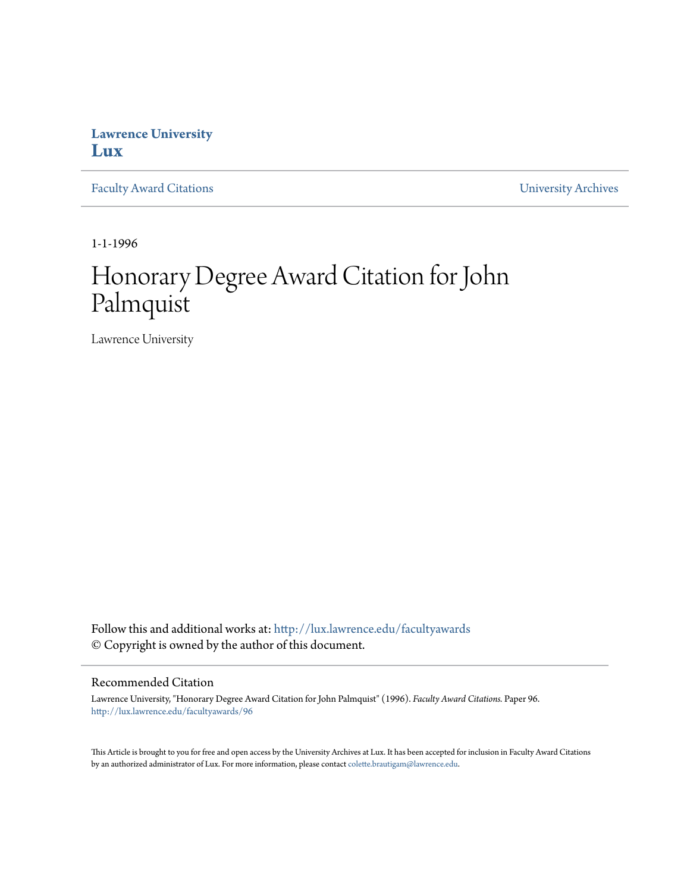**Lawrence University**
**Lux**

Faculty Award Citations | University Archives

1-1-1996

# Honorary Degree Award Citation for John Palmquist

Lawrence University

Follow this and additional works at: http://lux.lawrence.edu/facultyawards
© Copyright is owned by the author of this document.

## Recommended Citation

Lawrence University, "Honorary Degree Award Citation for John Palmquist" (1996). *Faculty Award Citations.* Paper 96.
http://lux.lawrence.edu/facultyawards/96

This Article is brought to you for free and open access by the University Archives at Lux. It has been accepted for inclusion in Faculty Award Citations by an authorized administrator of Lux. For more information, please contact colette.brautigam@lawrence.edu.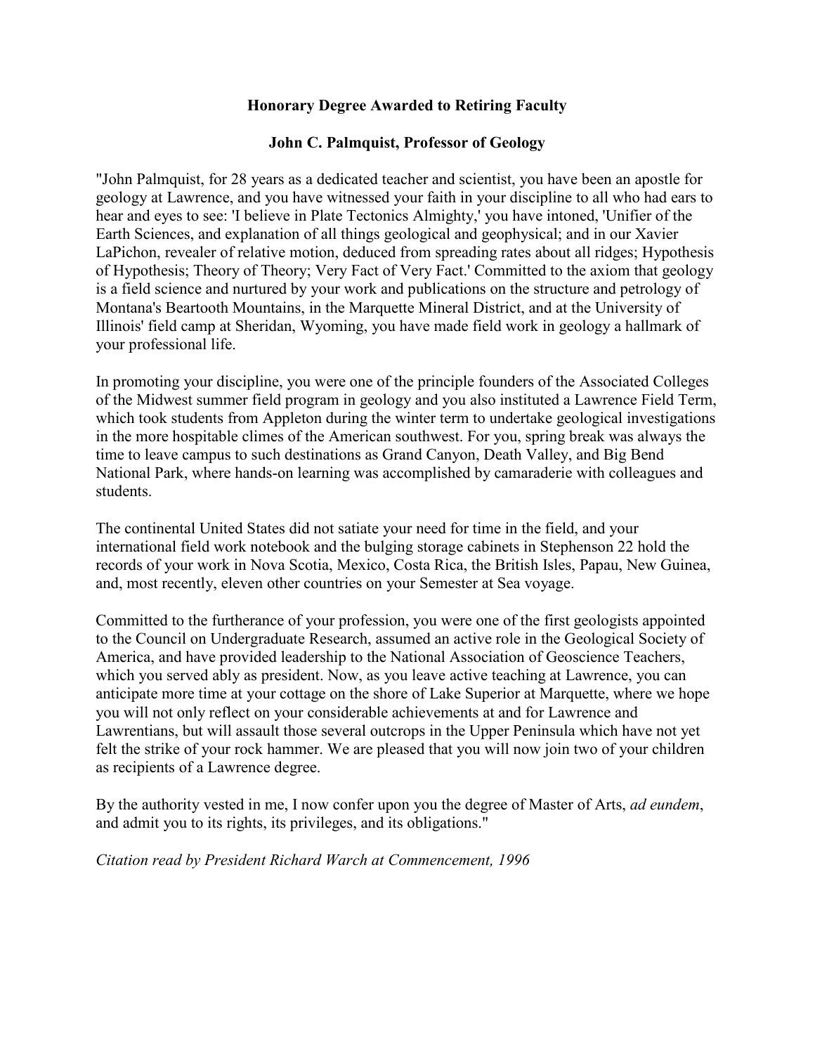**Honorary Degree Awarded to Retiring Faculty**

**John C. Palmquist, Professor of Geology**

"John Palmquist, for 28 years as a dedicated teacher and scientist, you have been an apostle for geology at Lawrence, and you have witnessed your faith in your discipline to all who had ears to hear and eyes to see: 'I believe in Plate Tectonics Almighty,' you have intoned, 'Unifier of the Earth Sciences, and explanation of all things geological and geophysical; and in our Xavier LaPichon, revealer of relative motion, deduced from spreading rates about all ridges; Hypothesis of Hypothesis; Theory of Theory; Very Fact of Very Fact.' Committed to the axiom that geology is a field science and nurtured by your work and publications on the structure and petrology of Montana's Beartooth Mountains, in the Marquette Mineral District, and at the University of Illinois' field camp at Sheridan, Wyoming, you have made field work in geology a hallmark of your professional life.

In promoting your discipline, you were one of the principle founders of the Associated Colleges of the Midwest summer field program in geology and you also instituted a Lawrence Field Term, which took students from Appleton during the winter term to undertake geological investigations in the more hospitable climes of the American southwest. For you, spring break was always the time to leave campus to such destinations as Grand Canyon, Death Valley, and Big Bend National Park, where hands-on learning was accomplished by camaraderie with colleagues and students.

The continental United States did not satiate your need for time in the field, and your international field work notebook and the bulging storage cabinets in Stephenson 22 hold the records of your work in Nova Scotia, Mexico, Costa Rica, the British Isles, Papau, New Guinea, and, most recently, eleven other countries on your Semester at Sea voyage.

Committed to the furtherance of your profession, you were one of the first geologists appointed to the Council on Undergraduate Research, assumed an active role in the Geological Society of America, and have provided leadership to the National Association of Geoscience Teachers, which you served ably as president. Now, as you leave active teaching at Lawrence, you can anticipate more time at your cottage on the shore of Lake Superior at Marquette, where we hope you will not only reflect on your considerable achievements at and for Lawrence and Lawrentians, but will assault those several outcrops in the Upper Peninsula which have not yet felt the strike of your rock hammer. We are pleased that you will now join two of your children as recipients of a Lawrence degree.

By the authority vested in me, I now confer upon you the degree of Master of Arts, *ad eundem*, and admit you to its rights, its privileges, and its obligations."

*Citation read by President Richard Warch at Commencement, 1996*